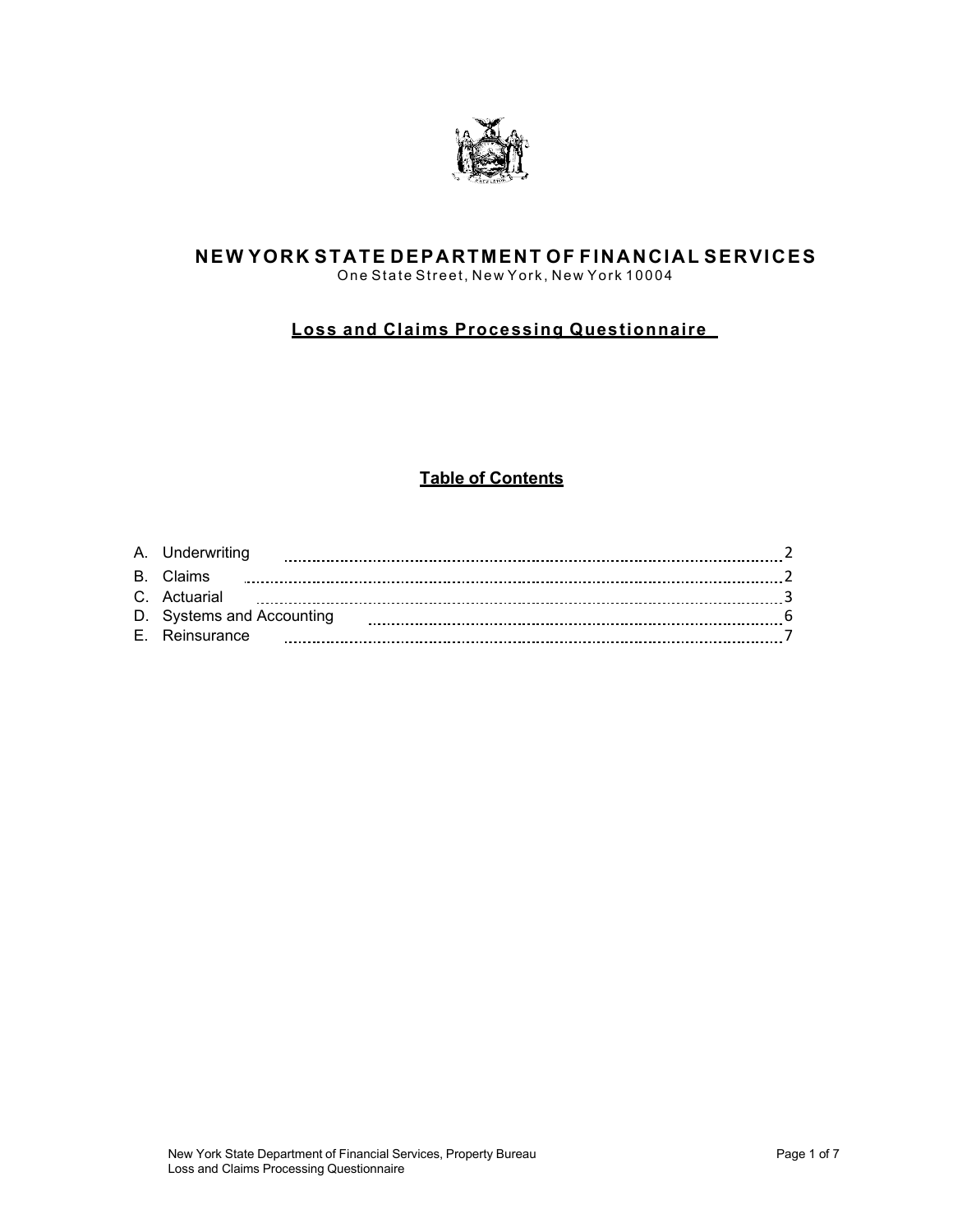# NEW YORK STATE DEPARTMENT OF FINANCIAL SERVICES

One State Street, New York, New York 10004

## Loss and Claims Processing Questionnaire

### Table of Contents

| | |
|---|---|
| A. Underwriting | 2 |
| B. Claims | 2 |
| C. Actuarial | 3 |
| D. Systems and Accounting | 6 |
| E. Reinsurance | 7 |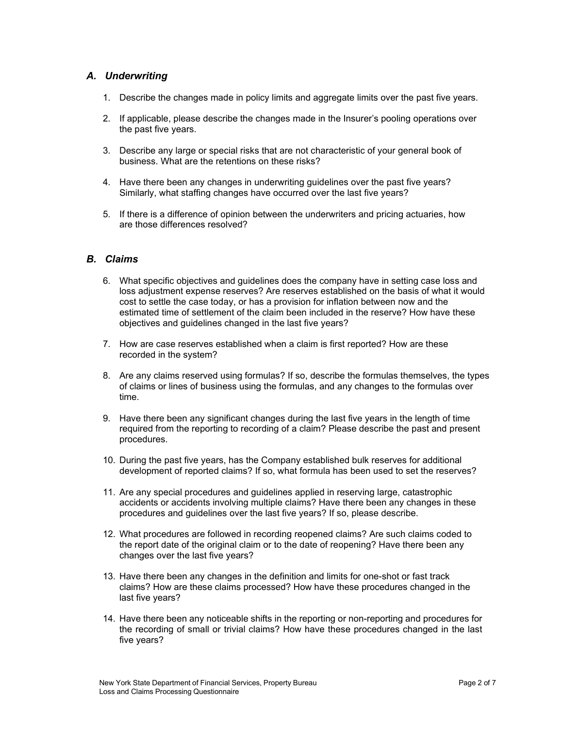### *A. Underwriting*

1. Describe the changes made in policy limits and aggregate limits over the past five years.

2. If applicable, please describe the changes made in the Insurer's pooling operations over the past five years.

3. Describe any large or special risks that are not characteristic of your general book of business. What are the retentions on these risks?

4. Have there been any changes in underwriting guidelines over the past five years? Similarly, what staffing changes have occurred over the last five years?

5. If there is a difference of opinion between the underwriters and pricing actuaries, how are those differences resolved?

### *B. Claims*

6. What specific objectives and guidelines does the company have in setting case loss and loss adjustment expense reserves? Are reserves established on the basis of what it would cost to settle the case today, or has a provision for inflation between now and the estimated time of settlement of the claim been included in the reserve? How have these objectives and guidelines changed in the last five years?

7. How are case reserves established when a claim is first reported? How are these recorded in the system?

8. Are any claims reserved using formulas? If so, describe the formulas themselves, the types of claims or lines of business using the formulas, and any changes to the formulas over time.

9. Have there been any significant changes during the last five years in the length of time required from the reporting to recording of a claim? Please describe the past and present procedures.

10. During the past five years, has the Company established bulk reserves for additional development of reported claims? If so, what formula has been used to set the reserves?

11. Are any special procedures and guidelines applied in reserving large, catastrophic accidents or accidents involving multiple claims? Have there been any changes in these procedures and guidelines over the last five years? If so, please describe.

12. What procedures are followed in recording reopened claims? Are such claims coded to the report date of the original claim or to the date of reopening? Have there been any changes over the last five years?

13. Have there been any changes in the definition and limits for one-shot or fast track claims? How are these claims processed? How have these procedures changed in the last five years?

14. Have there been any noticeable shifts in the reporting or non-reporting and procedures for the recording of small or trivial claims? How have these procedures changed in the last five years?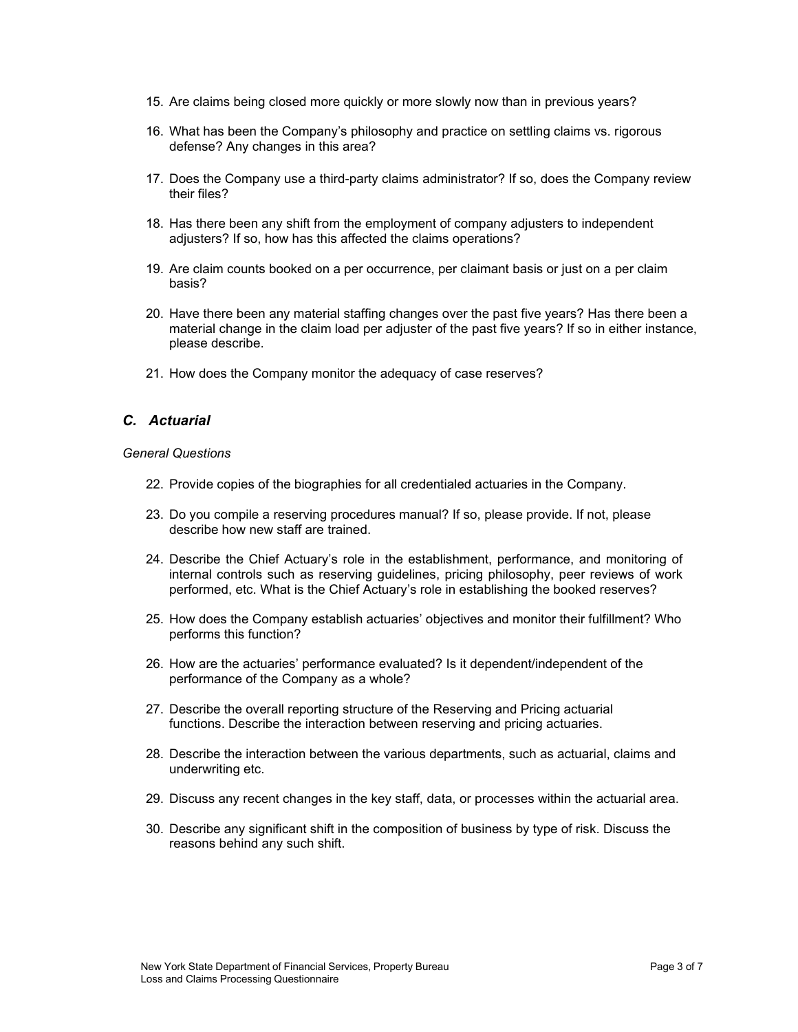15. Are claims being closed more quickly or more slowly now than in previous years?

16. What has been the Company's philosophy and practice on settling claims vs. rigorous defense? Any changes in this area?

17. Does the Company use a third-party claims administrator? If so, does the Company review their files?

18. Has there been any shift from the employment of company adjusters to independent adjusters? If so, how has this affected the claims operations?

19. Are claim counts booked on a per occurrence, per claimant basis or just on a per claim basis?

20. Have there been any material staffing changes over the past five years? Has there been a material change in the claim load per adjuster of the past five years? If so in either instance, please describe.

21. How does the Company monitor the adequacy of case reserves?

## *C. Actuarial*

*General Questions*

22. Provide copies of the biographies for all credentialed actuaries in the Company.

23. Do you compile a reserving procedures manual? If so, please provide. If not, please describe how new staff are trained.

24. Describe the Chief Actuary's role in the establishment, performance, and monitoring of internal controls such as reserving guidelines, pricing philosophy, peer reviews of work performed, etc. What is the Chief Actuary's role in establishing the booked reserves?

25. How does the Company establish actuaries' objectives and monitor their fulfillment? Who performs this function?

26. How are the actuaries' performance evaluated? Is it dependent/independent of the performance of the Company as a whole?

27. Describe the overall reporting structure of the Reserving and Pricing actuarial functions. Describe the interaction between reserving and pricing actuaries.

28. Describe the interaction between the various departments, such as actuarial, claims and underwriting etc.

29. Discuss any recent changes in the key staff, data, or processes within the actuarial area.

30. Describe any significant shift in the composition of business by type of risk. Discuss the reasons behind any such shift.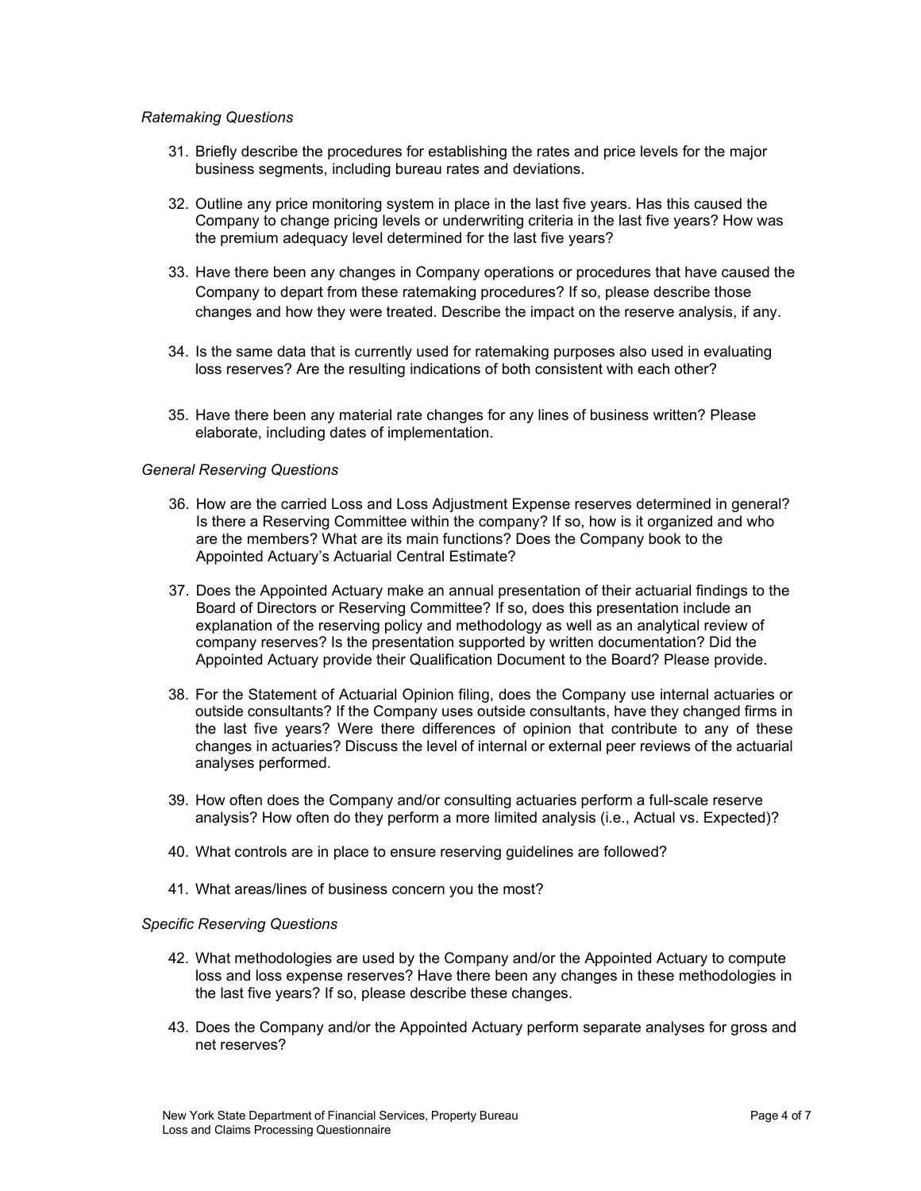*Ratemaking Questions*

31. Briefly describe the procedures for establishing the rates and price levels for the major business segments, including bureau rates and deviations.

32. Outline any price monitoring system in place in the last five years. Has this caused the Company to change pricing levels or underwriting criteria in the last five years? How was the premium adequacy level determined for the last five years?

33. Have there been any changes in Company operations or procedures that have caused the Company to depart from these ratemaking procedures? If so, please describe those changes and how they were treated. Describe the impact on the reserve analysis, if any.

34. Is the same data that is currently used for ratemaking purposes also used in evaluating loss reserves? Are the resulting indications of both consistent with each other?

35. Have there been any material rate changes for any lines of business written? Please elaborate, including dates of implementation.

*General Reserving Questions*

36. How are the carried Loss and Loss Adjustment Expense reserves determined in general? Is there a Reserving Committee within the company? If so, how is it organized and who are the members? What are its main functions? Does the Company book to the Appointed Actuary's Actuarial Central Estimate?

37. Does the Appointed Actuary make an annual presentation of their actuarial findings to the Board of Directors or Reserving Committee? If so, does this presentation include an explanation of the reserving policy and methodology as well as an analytical review of company reserves? Is the presentation supported by written documentation? Did the Appointed Actuary provide their Qualification Document to the Board? Please provide.

38. For the Statement of Actuarial Opinion filing, does the Company use internal actuaries or outside consultants? If the Company uses outside consultants, have they changed firms in the last five years? Were there differences of opinion that contribute to any of these changes in actuaries? Discuss the level of internal or external peer reviews of the actuarial analyses performed.

39. How often does the Company and/or consulting actuaries perform a full-scale reserve analysis? How often do they perform a more limited analysis (i.e., Actual vs. Expected)?

40. What controls are in place to ensure reserving guidelines are followed?

41. What areas/lines of business concern you the most?

*Specific Reserving Questions*

42. What methodologies are used by the Company and/or the Appointed Actuary to compute loss and loss expense reserves? Have there been any changes in these methodologies in the last five years? If so, please describe these changes.

43. Does the Company and/or the Appointed Actuary perform separate analyses for gross and net reserves?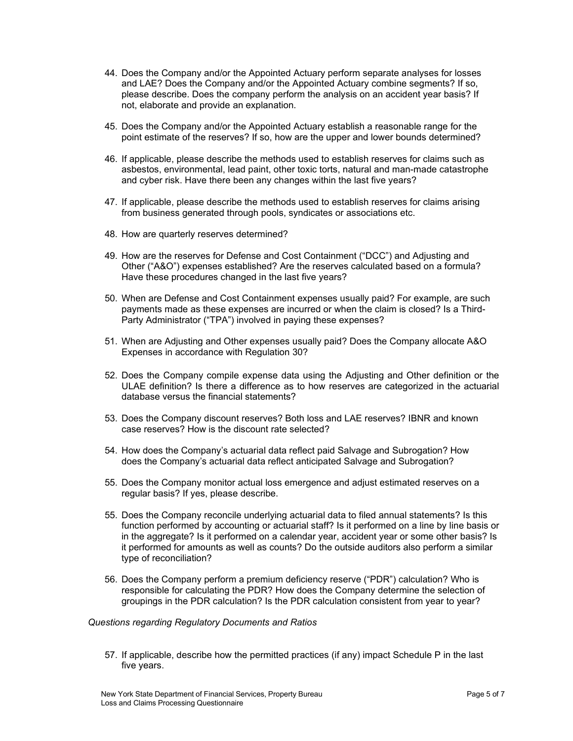44. Does the Company and/or the Appointed Actuary perform separate analyses for losses and LAE? Does the Company and/or the Appointed Actuary combine segments? If so, please describe. Does the company perform the analysis on an accident year basis? If not, elaborate and provide an explanation.

45. Does the Company and/or the Appointed Actuary establish a reasonable range for the point estimate of the reserves? If so, how are the upper and lower bounds determined?

46. If applicable, please describe the methods used to establish reserves for claims such as asbestos, environmental, lead paint, other toxic torts, natural and man-made catastrophe and cyber risk. Have there been any changes within the last five years?

47. If applicable, please describe the methods used to establish reserves for claims arising from business generated through pools, syndicates or associations etc.

48. How are quarterly reserves determined?

49. How are the reserves for Defense and Cost Containment ("DCC") and Adjusting and Other ("A&O") expenses established? Are the reserves calculated based on a formula? Have these procedures changed in the last five years?

50. When are Defense and Cost Containment expenses usually paid? For example, are such payments made as these expenses are incurred or when the claim is closed? Is a Third-Party Administrator ("TPA") involved in paying these expenses?

51. When are Adjusting and Other expenses usually paid? Does the Company allocate A&O Expenses in accordance with Regulation 30?

52. Does the Company compile expense data using the Adjusting and Other definition or the ULAE definition? Is there a difference as to how reserves are categorized in the actuarial database versus the financial statements?

53. Does the Company discount reserves? Both loss and LAE reserves? IBNR and known case reserves? How is the discount rate selected?

54. How does the Company's actuarial data reflect paid Salvage and Subrogation? How does the Company's actuarial data reflect anticipated Salvage and Subrogation?

55. Does the Company monitor actual loss emergence and adjust estimated reserves on a regular basis? If yes, please describe.

55. Does the Company reconcile underlying actuarial data to filed annual statements? Is this function performed by accounting or actuarial staff? Is it performed on a line by line basis or in the aggregate? Is it performed on a calendar year, accident year or some other basis? Is it performed for amounts as well as counts? Do the outside auditors also perform a similar type of reconciliation?

56. Does the Company perform a premium deficiency reserve ("PDR") calculation? Who is responsible for calculating the PDR? How does the Company determine the selection of groupings in the PDR calculation? Is the PDR calculation consistent from year to year?

*Questions regarding Regulatory Documents and Ratios*

57. If applicable, describe how the permitted practices (if any) impact Schedule P in the last five years.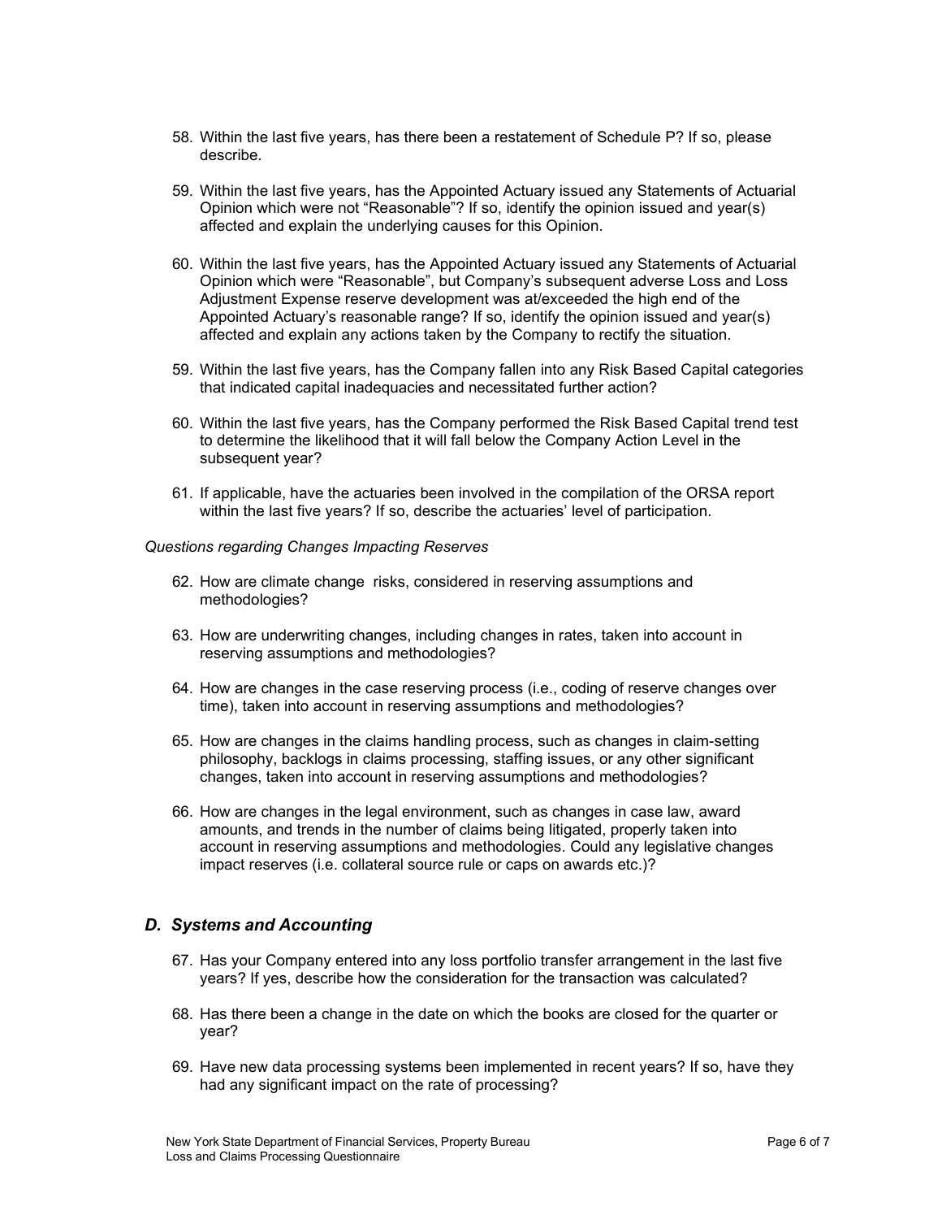58. Within the last five years, has there been a restatement of Schedule P? If so, please describe.

59. Within the last five years, has the Appointed Actuary issued any Statements of Actuarial Opinion which were not "Reasonable"? If so, identify the opinion issued and year(s) affected and explain the underlying causes for this Opinion.

60. Within the last five years, has the Appointed Actuary issued any Statements of Actuarial Opinion which were "Reasonable", but Company's subsequent adverse Loss and Loss Adjustment Expense reserve development was at/exceeded the high end of the Appointed Actuary's reasonable range? If so, identify the opinion issued and year(s) affected and explain any actions taken by the Company to rectify the situation.

59. Within the last five years, has the Company fallen into any Risk Based Capital categories that indicated capital inadequacies and necessitated further action?

60. Within the last five years, has the Company performed the Risk Based Capital trend test to determine the likelihood that it will fall below the Company Action Level in the subsequent year?

61. If applicable, have the actuaries been involved in the compilation of the ORSA report within the last five years? If so, describe the actuaries' level of participation.

*Questions regarding Changes Impacting Reserves*

62. How are climate change risks, considered in reserving assumptions and methodologies?

63. How are underwriting changes, including changes in rates, taken into account in reserving assumptions and methodologies?

64. How are changes in the case reserving process (i.e., coding of reserve changes over time), taken into account in reserving assumptions and methodologies?

65. How are changes in the claims handling process, such as changes in claim-setting philosophy, backlogs in claims processing, staffing issues, or any other significant changes, taken into account in reserving assumptions and methodologies?

66. How are changes in the legal environment, such as changes in case law, award amounts, and trends in the number of claims being litigated, properly taken into account in reserving assumptions and methodologies. Could any legislative changes impact reserves (i.e. collateral source rule or caps on awards etc.)?

## *D. Systems and Accounting*

67. Has your Company entered into any loss portfolio transfer arrangement in the last five years? If yes, describe how the consideration for the transaction was calculated?

68. Has there been a change in the date on which the books are closed for the quarter or year?

69. Have new data processing systems been implemented in recent years? If so, have they had any significant impact on the rate of processing?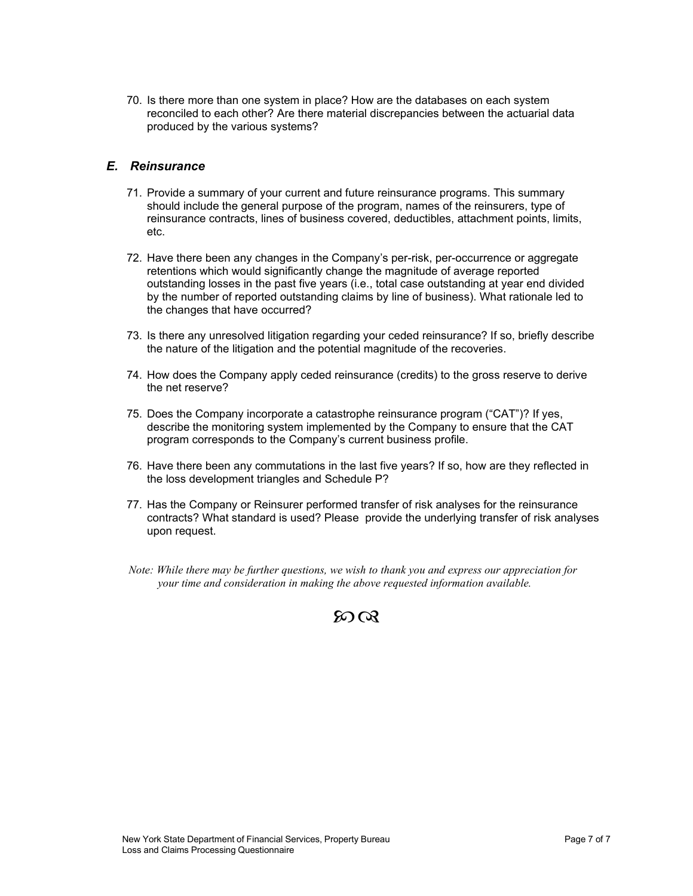70. Is there more than one system in place? How are the databases on each system reconciled to each other? Are there material discrepancies between the actuarial data produced by the various systems?

### *E. Reinsurance*

71. Provide a summary of your current and future reinsurance programs. This summary should include the general purpose of the program, names of the reinsurers, type of reinsurance contracts, lines of business covered, deductibles, attachment points, limits, etc.

72. Have there been any changes in the Company's per-risk, per-occurrence or aggregate retentions which would significantly change the magnitude of average reported outstanding losses in the past five years (i.e., total case outstanding at year end divided by the number of reported outstanding claims by line of business). What rationale led to the changes that have occurred?

73. Is there any unresolved litigation regarding your ceded reinsurance? If so, briefly describe the nature of the litigation and the potential magnitude of the recoveries.

74. How does the Company apply ceded reinsurance (credits) to the gross reserve to derive the net reserve?

75. Does the Company incorporate a catastrophe reinsurance program ("CAT")? If yes, describe the monitoring system implemented by the Company to ensure that the CAT program corresponds to the Company's current business profile.

76. Have there been any commutations in the last five years? If so, how are they reflected in the loss development triangles and Schedule P?

77. Has the Company or Reinsurer performed transfer of risk analyses for the reinsurance contracts? What standard is used? Please provide the underlying transfer of risk analyses upon request.

*Note: While there may be further questions, we wish to thank you and express our appreciation for your time and consideration in making the above requested information available.*